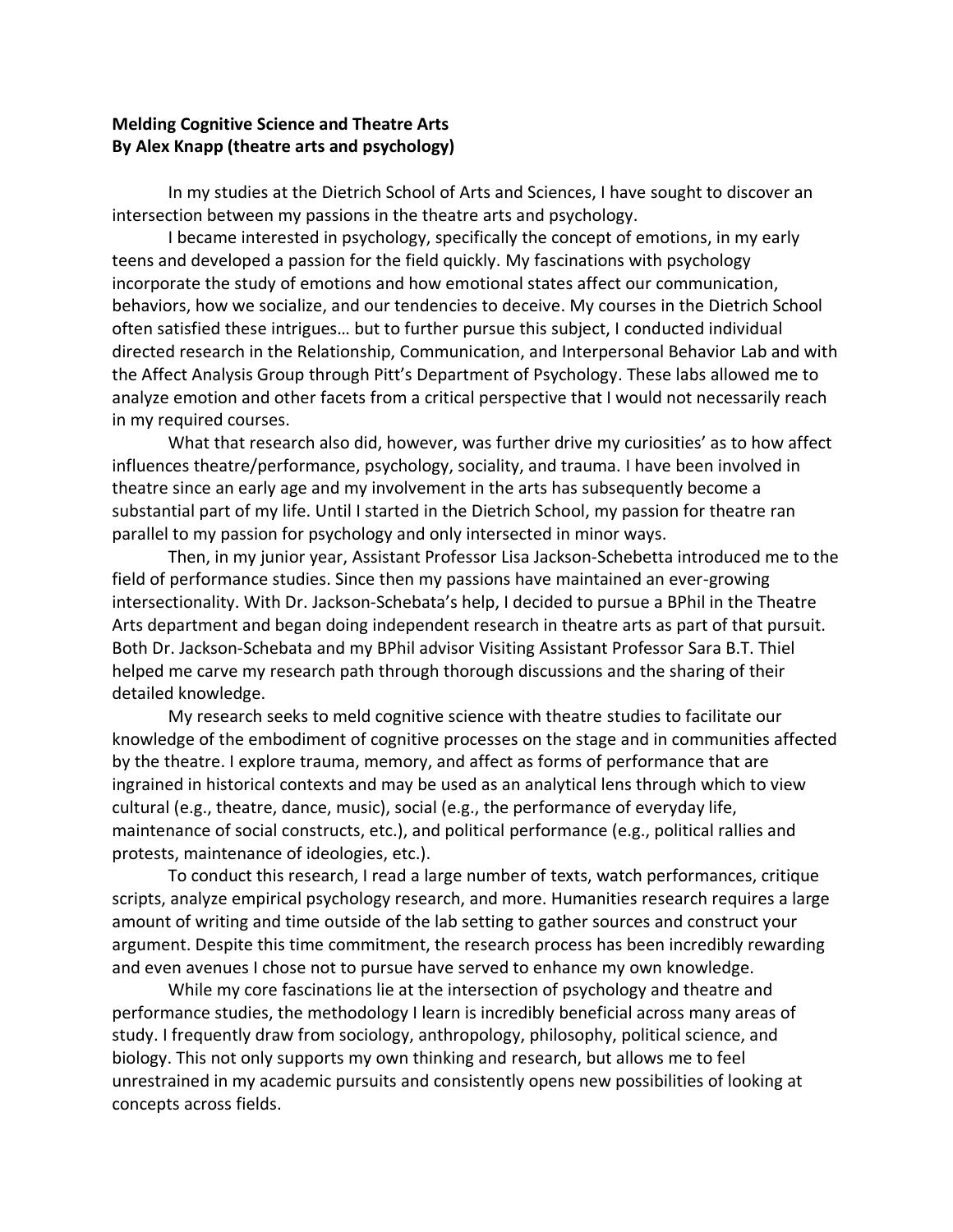**Melding Cognitive Science and Theatre Arts**
**By Alex Knapp (theatre arts and psychology)**

In my studies at the Dietrich School of Arts and Sciences, I have sought to discover an intersection between my passions in the theatre arts and psychology.

I became interested in psychology, specifically the concept of emotions, in my early teens and developed a passion for the field quickly. My fascinations with psychology incorporate the study of emotions and how emotional states affect our communication, behaviors, how we socialize, and our tendencies to deceive. My courses in the Dietrich School often satisfied these intrigues… but to further pursue this subject, I conducted individual directed research in the Relationship, Communication, and Interpersonal Behavior Lab and with the Affect Analysis Group through Pitt's Department of Psychology. These labs allowed me to analyze emotion and other facets from a critical perspective that I would not necessarily reach in my required courses.

What that research also did, however, was further drive my curiosities' as to how affect influences theatre/performance, psychology, sociality, and trauma. I have been involved in theatre since an early age and my involvement in the arts has subsequently become a substantial part of my life. Until I started in the Dietrich School, my passion for theatre ran parallel to my passion for psychology and only intersected in minor ways.

Then, in my junior year, Assistant Professor Lisa Jackson-Schebetta introduced me to the field of performance studies. Since then my passions have maintained an ever-growing intersectionality. With Dr. Jackson-Schebata's help, I decided to pursue a BPhil in the Theatre Arts department and began doing independent research in theatre arts as part of that pursuit. Both Dr. Jackson-Schebata and my BPhil advisor Visiting Assistant Professor Sara B.T. Thiel helped me carve my research path through thorough discussions and the sharing of their detailed knowledge.

My research seeks to meld cognitive science with theatre studies to facilitate our knowledge of the embodiment of cognitive processes on the stage and in communities affected by the theatre. I explore trauma, memory, and affect as forms of performance that are ingrained in historical contexts and may be used as an analytical lens through which to view cultural (e.g., theatre, dance, music), social (e.g., the performance of everyday life, maintenance of social constructs, etc.), and political performance (e.g., political rallies and protests, maintenance of ideologies, etc.).

To conduct this research, I read a large number of texts, watch performances, critique scripts, analyze empirical psychology research, and more. Humanities research requires a large amount of writing and time outside of the lab setting to gather sources and construct your argument. Despite this time commitment, the research process has been incredibly rewarding and even avenues I chose not to pursue have served to enhance my own knowledge.

While my core fascinations lie at the intersection of psychology and theatre and performance studies, the methodology I learn is incredibly beneficial across many areas of study. I frequently draw from sociology, anthropology, philosophy, political science, and biology. This not only supports my own thinking and research, but allows me to feel unrestrained in my academic pursuits and consistently opens new possibilities of looking at concepts across fields.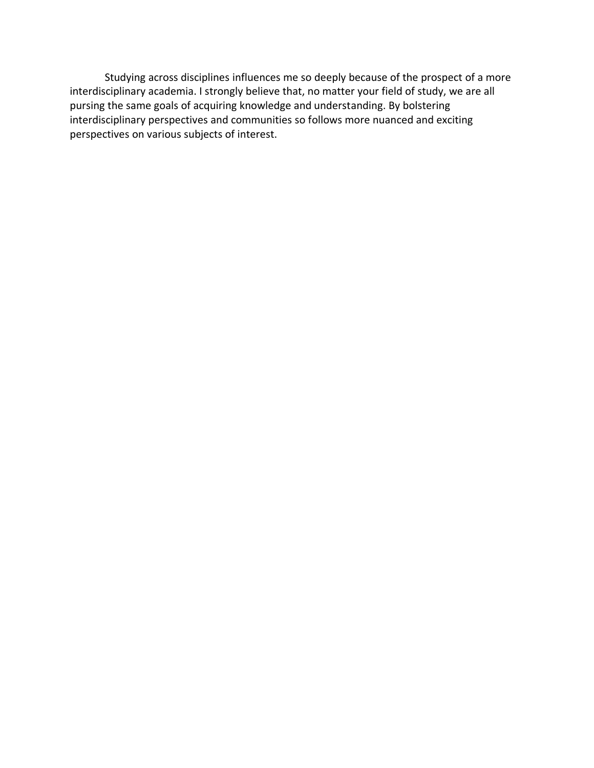Studying across disciplines influences me so deeply because of the prospect of a more interdisciplinary academia. I strongly believe that, no matter your field of study, we are all pursing the same goals of acquiring knowledge and understanding. By bolstering interdisciplinary perspectives and communities so follows more nuanced and exciting perspectives on various subjects of interest.